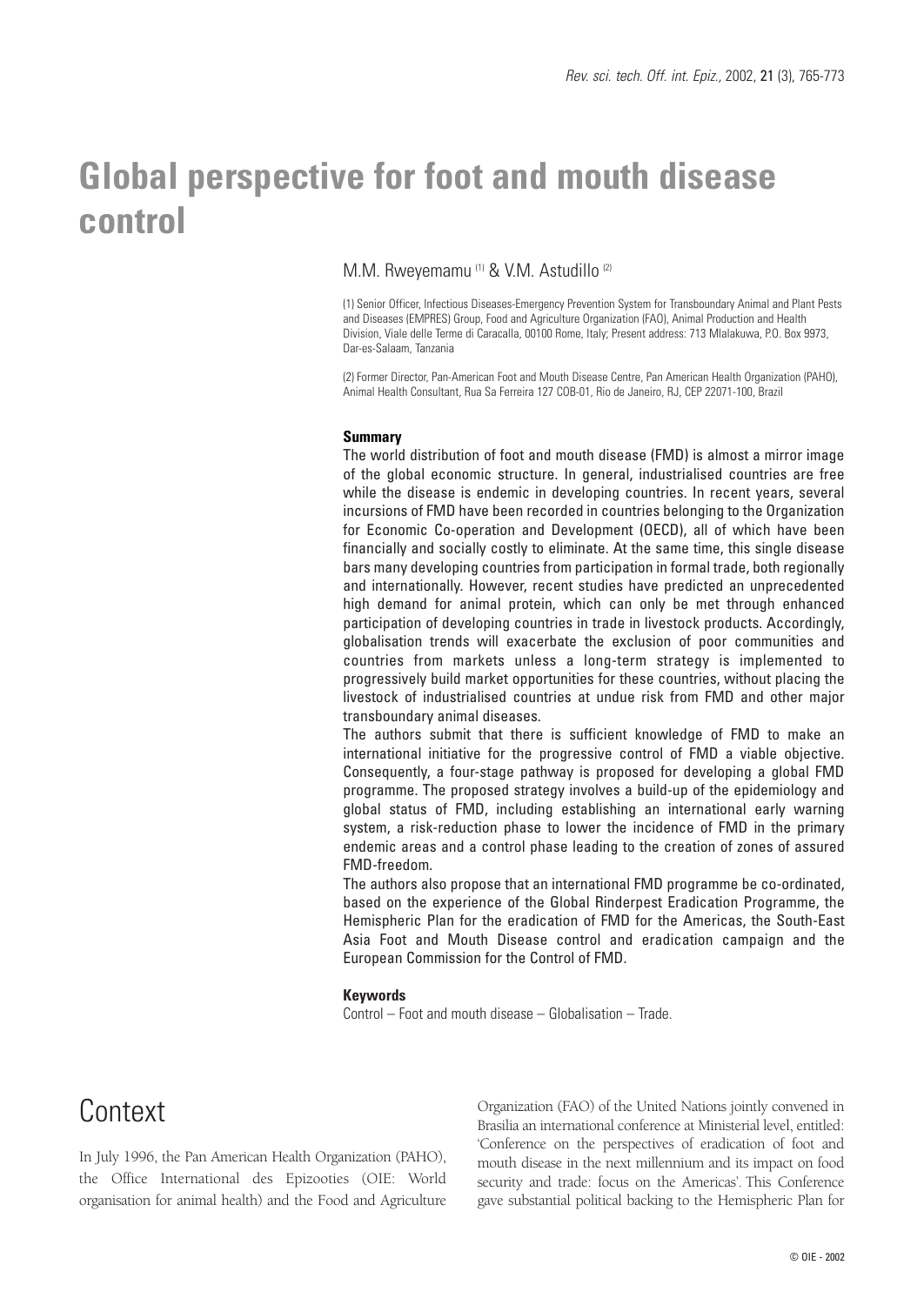# Global perspective for foot and mouth disease control

M.M. Rweyemamu [1] & V.M. Astudillo [2]

(1) Senior Officer, Infectious Diseases-Emergency Prevention System for Transboundary Animal and Plant Pests and Diseases (EMPRES) Group, Food and Agriculture Organization (FAO), Animal Production and Health Division, Viale delle Terme di Caracalla, 00100 Rome, Italy; Present address: 713 Mlalakuwa, P.O. Box 9973, Dar-es-Salaam, Tanzania

(2) Former Director, Pan-American Foot and Mouth Disease Centre, Pan American Health Organization (PAHO), Animal Health Consultant, Rua Sa Ferreira 127 COB-01, Rio de Janeiro, RJ, CEP 22071-100, Brazil

**Summary**

The world distribution of foot and mouth disease (FMD) is almost a mirror image of the global economic structure. In general, industrialised countries are free while the disease is endemic in developing countries. In recent years, several incursions of FMD have been recorded in countries belonging to the Organization for Economic Co-operation and Development (OECD), all of which have been financially and socially costly to eliminate. At the same time, this single disease bars many developing countries from participation in formal trade, both regionally and internationally. However, recent studies have predicted an unprecedented high demand for animal protein, which can only be met through enhanced participation of developing countries in trade in livestock products. Accordingly, globalisation trends will exacerbate the exclusion of poor communities and countries from markets unless a long-term strategy is implemented to progressively build market opportunities for these countries, without placing the livestock of industrialised countries at undue risk from FMD and other major transboundary animal diseases.

The authors submit that there is sufficient knowledge of FMD to make an international initiative for the progressive control of FMD a viable objective. Consequently, a four-stage pathway is proposed for developing a global FMD programme. The proposed strategy involves a build-up of the epidemiology and global status of FMD, including establishing an international early warning system, a risk-reduction phase to lower the incidence of FMD in the primary endemic areas and a control phase leading to the creation of zones of assured FMD-freedom.

The authors also propose that an international FMD programme be co-ordinated, based on the experience of the Global Rinderpest Eradication Programme, the Hemispheric Plan for the eradication of FMD for the Americas, the South-East Asia Foot and Mouth Disease control and eradication campaign and the European Commission for the Control of FMD.

**Keywords**

Control – Foot and mouth disease – Globalisation – Trade.

## Context

In July 1996, the Pan American Health Organization (PAHO), the Office International des Epizooties (OIE: World organisation for animal health) and the Food and Agriculture Organization (FAO) of the United Nations jointly convened in Brasilia an international conference at Ministerial level, entitled: 'Conference on the perspectives of eradication of foot and mouth disease in the next millennium and its impact on food security and trade: focus on the Americas'. This Conference gave substantial political backing to the Hemispheric Plan for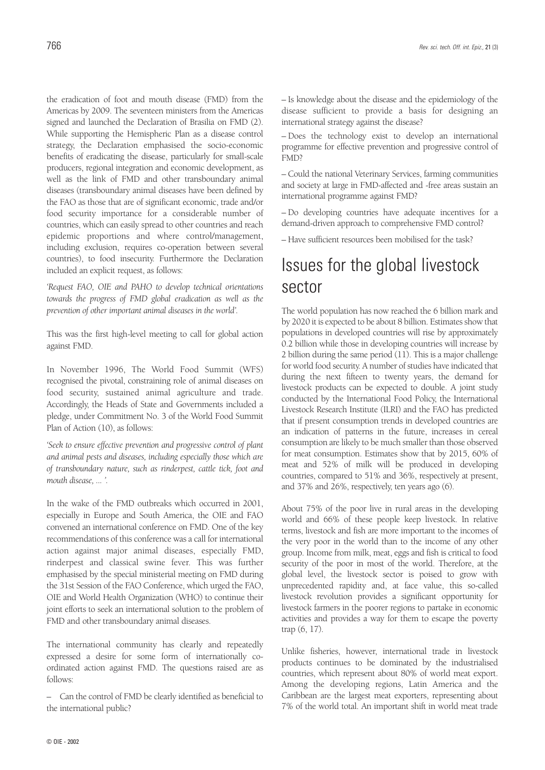the eradication of foot and mouth disease (FMD) from the Americas by 2009. The seventeen ministers from the Americas signed and launched the Declaration of Brasilia on FMD (2). While supporting the Hemispheric Plan as a disease control strategy, the Declaration emphasised the socio-economic benefits of eradicating the disease, particularly for small-scale producers, regional integration and economic development, as well as the link of FMD and other transboundary animal diseases (transboundary animal diseases have been defined by the FAO as those that are of significant economic, trade and/or food security importance for a considerable number of countries, which can easily spread to other countries and reach epidemic proportions and where control/management, including exclusion, requires co-operation between several countries), to food insecurity. Furthermore the Declaration included an explicit request, as follows:

*'Request FAO, OIE and PAHO to develop technical orientations towards the progress of FMD global eradication as well as the prevention of other important animal diseases in the world'.*

This was the first high-level meeting to call for global action against FMD.

In November 1996, The World Food Summit (WFS) recognised the pivotal, constraining role of animal diseases on food security, sustained animal agriculture and trade. Accordingly, the Heads of State and Governments included a pledge, under Commitment No. 3 of the World Food Summit Plan of Action (10), as follows:

*'Seek to ensure effective prevention and progressive control of plant and animal pests and diseases, including especially those which are of transboundary nature, such as rinderpest, cattle tick, foot and mouth disease, ... '.*

In the wake of the FMD outbreaks which occurred in 2001, especially in Europe and South America, the OIE and FAO convened an international conference on FMD. One of the key recommendations of this conference was a call for international action against major animal diseases, especially FMD, rinderpest and classical swine fever. This was further emphasised by the special ministerial meeting on FMD during the 31st Session of the FAO Conference, which urged the FAO, OIE and World Health Organization (WHO) to continue their joint efforts to seek an international solution to the problem of FMD and other transboundary animal diseases.

The international community has clearly and repeatedly expressed a desire for some form of internationally co-ordinated action against FMD. The questions raised are as follows:

– Can the control of FMD be clearly identified as beneficial to the international public?

– Is knowledge about the disease and the epidemiology of the disease sufficient to provide a basis for designing an international strategy against the disease?

– Does the technology exist to develop an international programme for effective prevention and progressive control of FMD?

– Could the national Veterinary Services, farming communities and society at large in FMD-affected and -free areas sustain an international programme against FMD?

– Do developing countries have adequate incentives for a demand-driven approach to comprehensive FMD control?

– Have sufficient resources been mobilised for the task?

# Issues for the global livestock sector

The world population has now reached the 6 billion mark and by 2020 it is expected to be about 8 billion. Estimates show that populations in developed countries will rise by approximately 0.2 billion while those in developing countries will increase by 2 billion during the same period (11). This is a major challenge for world food security. A number of studies have indicated that during the next fifteen to twenty years, the demand for livestock products can be expected to double. A joint study conducted by the International Food Policy, the International Livestock Research Institute (ILRI) and the FAO has predicted that if present consumption trends in developed countries are an indication of patterns in the future, increases in cereal consumption are likely to be much smaller than those observed for meat consumption. Estimates show that by 2015, 60% of meat and 52% of milk will be produced in developing countries, compared to 51% and 36%, respectively at present, and 37% and 26%, respectively, ten years ago (6).

About 75% of the poor live in rural areas in the developing world and 66% of these people keep livestock. In relative terms, livestock and fish are more important to the incomes of the very poor in the world than to the income of any other group. Income from milk, meat, eggs and fish is critical to food security of the poor in most of the world. Therefore, at the global level, the livestock sector is poised to grow with unprecedented rapidity and, at face value, this so-called livestock revolution provides a significant opportunity for livestock farmers in the poorer regions to partake in economic activities and provides a way for them to escape the poverty trap (6, 17).

Unlike fisheries, however, international trade in livestock products continues to be dominated by the industrialised countries, which represent about 80% of world meat export. Among the developing regions, Latin America and the Caribbean are the largest meat exporters, representing about 7% of the world total. An important shift in world meat trade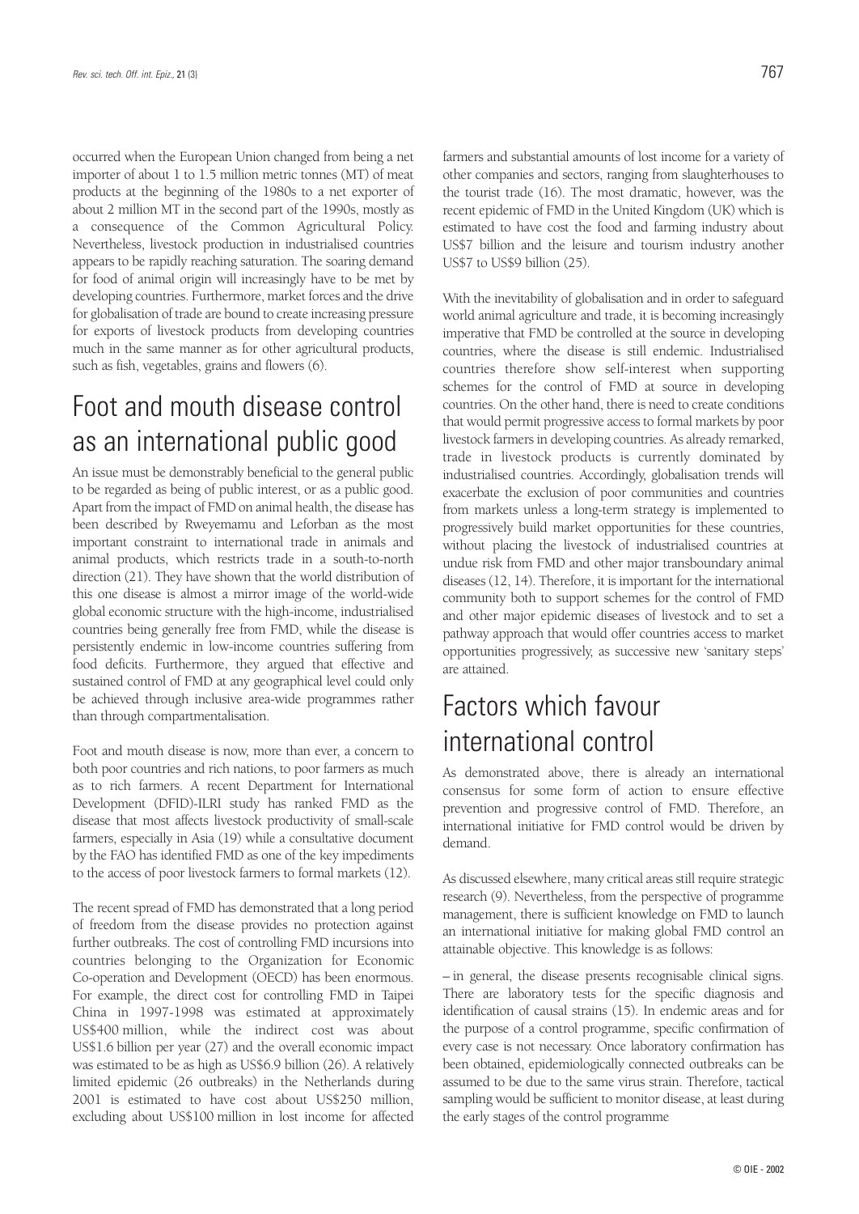occurred when the European Union changed from being a net importer of about 1 to 1.5 million metric tonnes (MT) of meat products at the beginning of the 1980s to a net exporter of about 2 million MT in the second part of the 1990s, mostly as a consequence of the Common Agricultural Policy. Nevertheless, livestock production in industrialised countries appears to be rapidly reaching saturation. The soaring demand for food of animal origin will increasingly have to be met by developing countries. Furthermore, market forces and the drive for globalisation of trade are bound to create increasing pressure for exports of livestock products from developing countries much in the same manner as for other agricultural products, such as fish, vegetables, grains and flowers (6).

# Foot and mouth disease control as an international public good

An issue must be demonstrably beneficial to the general public to be regarded as being of public interest, or as a public good. Apart from the impact of FMD on animal health, the disease has been described by Rweyemamu and Leforban as the most important constraint to international trade in animals and animal products, which restricts trade in a south-to-north direction (21). They have shown that the world distribution of this one disease is almost a mirror image of the world-wide global economic structure with the high-income, industrialised countries being generally free from FMD, while the disease is persistently endemic in low-income countries suffering from food deficits. Furthermore, they argued that effective and sustained control of FMD at any geographical level could only be achieved through inclusive area-wide programmes rather than through compartmentalisation.

Foot and mouth disease is now, more than ever, a concern to both poor countries and rich nations, to poor farmers as much as to rich farmers. A recent Department for International Development (DFID)-ILRI study has ranked FMD as the disease that most affects livestock productivity of small-scale farmers, especially in Asia (19) while a consultative document by the FAO has identified FMD as one of the key impediments to the access of poor livestock farmers to formal markets (12).

The recent spread of FMD has demonstrated that a long period of freedom from the disease provides no protection against further outbreaks. The cost of controlling FMD incursions into countries belonging to the Organization for Economic Co-operation and Development (OECD) has been enormous. For example, the direct cost for controlling FMD in Taipei China in 1997-1998 was estimated at approximately US$400 million, while the indirect cost was about US$1.6 billion per year (27) and the overall economic impact was estimated to be as high as US$6.9 billion (26). A relatively limited epidemic (26 outbreaks) in the Netherlands during 2001 is estimated to have cost about US$250 million, excluding about US$100 million in lost income for affected farmers and substantial amounts of lost income for a variety of other companies and sectors, ranging from slaughterhouses to the tourist trade (16). The most dramatic, however, was the recent epidemic of FMD in the United Kingdom (UK) which is estimated to have cost the food and farming industry about US$7 billion and the leisure and tourism industry another US$7 to US$9 billion (25).

With the inevitability of globalisation and in order to safeguard world animal agriculture and trade, it is becoming increasingly imperative that FMD be controlled at the source in developing countries, where the disease is still endemic. Industrialised countries therefore show self-interest when supporting schemes for the control of FMD at source in developing countries. On the other hand, there is need to create conditions that would permit progressive access to formal markets by poor livestock farmers in developing countries. As already remarked, trade in livestock products is currently dominated by industrialised countries. Accordingly, globalisation trends will exacerbate the exclusion of poor communities and countries from markets unless a long-term strategy is implemented to progressively build market opportunities for these countries, without placing the livestock of industrialised countries at undue risk from FMD and other major transboundary animal diseases (12, 14). Therefore, it is important for the international community both to support schemes for the control of FMD and other major epidemic diseases of livestock and to set a pathway approach that would offer countries access to market opportunities progressively, as successive new 'sanitary steps' are attained.

# Factors which favour international control

As demonstrated above, there is already an international consensus for some form of action to ensure effective prevention and progressive control of FMD. Therefore, an international initiative for FMD control would be driven by demand.

As discussed elsewhere, many critical areas still require strategic research (9). Nevertheless, from the perspective of programme management, there is sufficient knowledge on FMD to launch an international initiative for making global FMD control an attainable objective. This knowledge is as follows:

– in general, the disease presents recognisable clinical signs. There are laboratory tests for the specific diagnosis and identification of causal strains (15). In endemic areas and for the purpose of a control programme, specific confirmation of every case is not necessary. Once laboratory confirmation has been obtained, epidemiologically connected outbreaks can be assumed to be due to the same virus strain. Therefore, tactical sampling would be sufficient to monitor disease, at least during the early stages of the control programme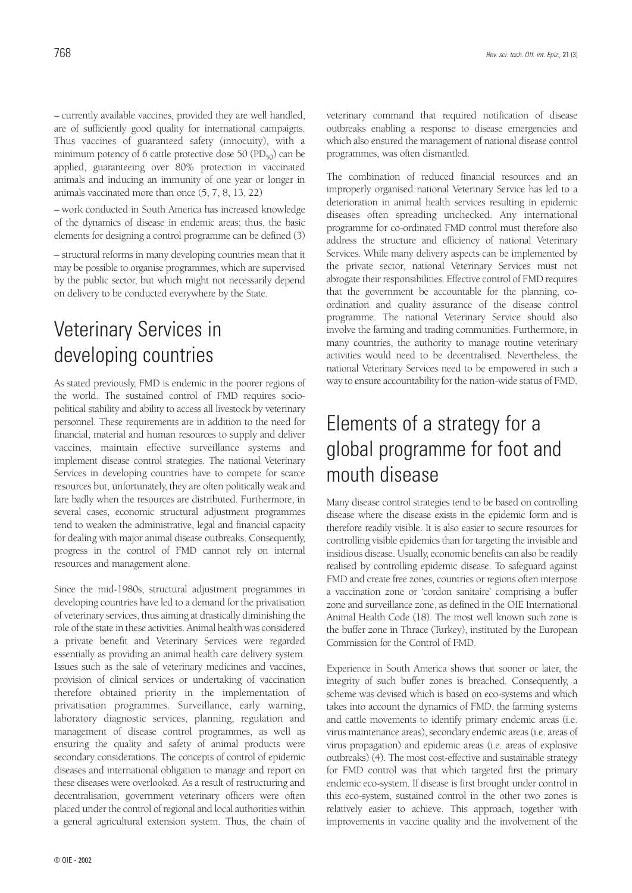– currently available vaccines, provided they are well handled, are of sufficiently good quality for international campaigns. Thus vaccines of guaranteed safety (innocuity), with a minimum potency of 6 cattle protective dose 50 ($PD_{50}$) can be applied, guaranteeing over 80% protection in vaccinated animals and inducing an immunity of one year or longer in animals vaccinated more than once (5, 7, 8, 13, 22)

– work conducted in South America has increased knowledge of the dynamics of disease in endemic areas; thus, the basic elements for designing a control programme can be defined (3)

– structural reforms in many developing countries mean that it may be possible to organise programmes, which are supervised by the public sector, but which might not necessarily depend on delivery to be conducted everywhere by the State.

# Veterinary Services in developing countries

As stated previously, FMD is endemic in the poorer regions of the world. The sustained control of FMD requires socio-political stability and ability to access all livestock by veterinary personnel. These requirements are in addition to the need for financial, material and human resources to supply and deliver vaccines, maintain effective surveillance systems and implement disease control strategies. The national Veterinary Services in developing countries have to compete for scarce resources but, unfortunately, they are often politically weak and fare badly when the resources are distributed. Furthermore, in several cases, economic structural adjustment programmes tend to weaken the administrative, legal and financial capacity for dealing with major animal disease outbreaks. Consequently, progress in the control of FMD cannot rely on internal resources and management alone.

Since the mid-1980s, structural adjustment programmes in developing countries have led to a demand for the privatisation of veterinary services, thus aiming at drastically diminishing the role of the state in these activities. Animal health was considered a private benefit and Veterinary Services were regarded essentially as providing an animal health care delivery system. Issues such as the sale of veterinary medicines and vaccines, provision of clinical services or undertaking of vaccination therefore obtained priority in the implementation of privatisation programmes. Surveillance, early warning, laboratory diagnostic services, planning, regulation and management of disease control programmes, as well as ensuring the quality and safety of animal products were secondary considerations. The concepts of control of epidemic diseases and international obligation to manage and report on these diseases were overlooked. As a result of restructuring and decentralisation, government veterinary officers were often placed under the control of regional and local authorities within a general agricultural extension system. Thus, the chain of veterinary command that required notification of disease outbreaks enabling a response to disease emergencies and which also ensured the management of national disease control programmes, was often dismantled.

The combination of reduced financial resources and an improperly organised national Veterinary Service has led to a deterioration in animal health services resulting in epidemic diseases often spreading unchecked. Any international programme for co-ordinated FMD control must therefore also address the structure and efficiency of national Veterinary Services. While many delivery aspects can be implemented by the private sector, national Veterinary Services must not abrogate their responsibilities. Effective control of FMD requires that the government be accountable for the planning, co-ordination and quality assurance of the disease control programme. The national Veterinary Service should also involve the farming and trading communities. Furthermore, in many countries, the authority to manage routine veterinary activities would need to be decentralised. Nevertheless, the national Veterinary Services need to be empowered in such a way to ensure accountability for the nation-wide status of FMD.

# Elements of a strategy for a global programme for foot and mouth disease

Many disease control strategies tend to be based on controlling disease where the disease exists in the epidemic form and is therefore readily visible. It is also easier to secure resources for controlling visible epidemics than for targeting the invisible and insidious disease. Usually, economic benefits can also be readily realised by controlling epidemic disease. To safeguard against FMD and create free zones, countries or regions often interpose a vaccination zone or 'cordon sanitaire' comprising a buffer zone and surveillance zone, as defined in the OIE International Animal Health Code (18). The most well known such zone is the buffer zone in Thrace (Turkey), instituted by the European Commission for the Control of FMD.

Experience in South America shows that sooner or later, the integrity of such buffer zones is breached. Consequently, a scheme was devised which is based on eco-systems and which takes into account the dynamics of FMD, the farming systems and cattle movements to identify primary endemic areas (i.e. virus maintenance areas), secondary endemic areas (i.e. areas of virus propagation) and epidemic areas (i.e. areas of explosive outbreaks) (4). The most cost-effective and sustainable strategy for FMD control was that which targeted first the primary endemic eco-system. If disease is first brought under control in this eco-system, sustained control in the other two zones is relatively easier to achieve. This approach, together with improvements in vaccine quality and the involvement of the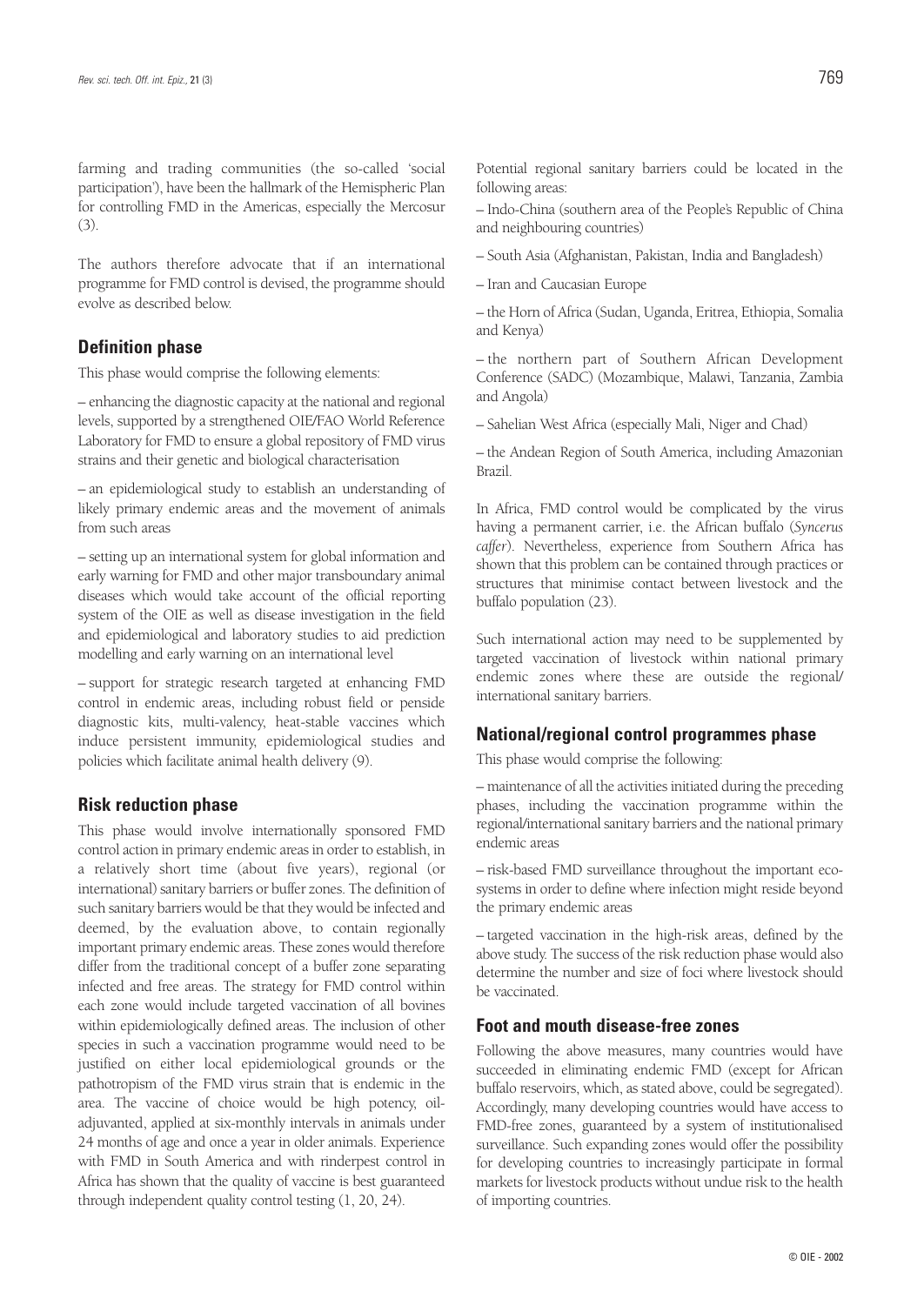farming and trading communities (the so-called 'social participation'), have been the hallmark of the Hemispheric Plan for controlling FMD in the Americas, especially the Mercosur (3).

The authors therefore advocate that if an international programme for FMD control is devised, the programme should evolve as described below.

## Definition phase

This phase would comprise the following elements:

– enhancing the diagnostic capacity at the national and regional levels, supported by a strengthened OIE/FAO World Reference Laboratory for FMD to ensure a global repository of FMD virus strains and their genetic and biological characterisation

– an epidemiological study to establish an understanding of likely primary endemic areas and the movement of animals from such areas

– setting up an international system for global information and early warning for FMD and other major transboundary animal diseases which would take account of the official reporting system of the OIE as well as disease investigation in the field and epidemiological and laboratory studies to aid prediction modelling and early warning on an international level

– support for strategic research targeted at enhancing FMD control in endemic areas, including robust field or penside diagnostic kits, multi-valency, heat-stable vaccines which induce persistent immunity, epidemiological studies and policies which facilitate animal health delivery (9).

## Risk reduction phase

This phase would involve internationally sponsored FMD control action in primary endemic areas in order to establish, in a relatively short time (about five years), regional (or international) sanitary barriers or buffer zones. The definition of such sanitary barriers would be that they would be infected and deemed, by the evaluation above, to contain regionally important primary endemic areas. These zones would therefore differ from the traditional concept of a buffer zone separating infected and free areas. The strategy for FMD control within each zone would include targeted vaccination of all bovines within epidemiologically defined areas. The inclusion of other species in such a vaccination programme would need to be justified on either local epidemiological grounds or the pathotropism of the FMD virus strain that is endemic in the area. The vaccine of choice would be high potency, oil-adjuvanted, applied at six-monthly intervals in animals under 24 months of age and once a year in older animals. Experience with FMD in South America and with rinderpest control in Africa has shown that the quality of vaccine is best guaranteed through independent quality control testing (1, 20, 24).

Potential regional sanitary barriers could be located in the following areas:

– Indo-China (southern area of the People's Republic of China and neighbouring countries)

– South Asia (Afghanistan, Pakistan, India and Bangladesh)

– Iran and Caucasian Europe

– the Horn of Africa (Sudan, Uganda, Eritrea, Ethiopia, Somalia and Kenya)

– the northern part of Southern African Development Conference (SADC) (Mozambique, Malawi, Tanzania, Zambia and Angola)

– Sahelian West Africa (especially Mali, Niger and Chad)

– the Andean Region of South America, including Amazonian Brazil.

In Africa, FMD control would be complicated by the virus having a permanent carrier, i.e. the African buffalo (*Syncerus caffer*). Nevertheless, experience from Southern Africa has shown that this problem can be contained through practices or structures that minimise contact between livestock and the buffalo population (23).

Such international action may need to be supplemented by targeted vaccination of livestock within national primary endemic zones where these are outside the regional/international sanitary barriers.

## National/regional control programmes phase

This phase would comprise the following:

– maintenance of all the activities initiated during the preceding phases, including the vaccination programme within the regional/international sanitary barriers and the national primary endemic areas

– risk-based FMD surveillance throughout the important eco-systems in order to define where infection might reside beyond the primary endemic areas

– targeted vaccination in the high-risk areas, defined by the above study. The success of the risk reduction phase would also determine the number and size of foci where livestock should be vaccinated.

## Foot and mouth disease-free zones

Following the above measures, many countries would have succeeded in eliminating endemic FMD (except for African buffalo reservoirs, which, as stated above, could be segregated). Accordingly, many developing countries would have access to FMD-free zones, guaranteed by a system of institutionalised surveillance. Such expanding zones would offer the possibility for developing countries to increasingly participate in formal markets for livestock products without undue risk to the health of importing countries.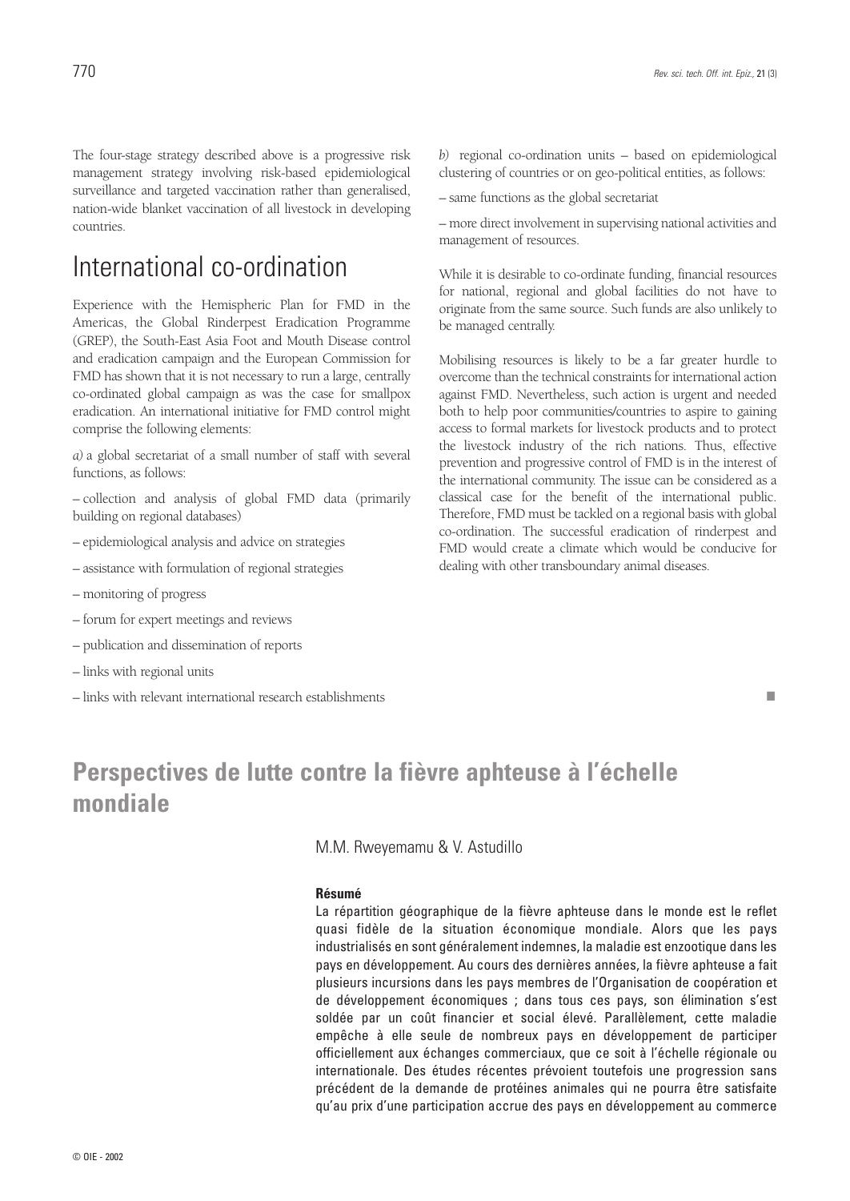The four-stage strategy described above is a progressive risk management strategy involving risk-based epidemiological surveillance and targeted vaccination rather than generalised, nation-wide blanket vaccination of all livestock in developing countries.

# International co-ordination

Experience with the Hemispheric Plan for FMD in the Americas, the Global Rinderpest Eradication Programme (GREP), the South-East Asia Foot and Mouth Disease control and eradication campaign and the European Commission for FMD has shown that it is not necessary to run a large, centrally co-ordinated global campaign as was the case for smallpox eradication. An international initiative for FMD control might comprise the following elements:

*a)* a global secretariat of a small number of staff with several functions, as follows:

– collection and analysis of global FMD data (primarily building on regional databases)

– epidemiological analysis and advice on strategies

– assistance with formulation of regional strategies

– monitoring of progress

– forum for expert meetings and reviews

– publication and dissemination of reports

– links with regional units

– links with relevant international research establishments

*b)* regional co-ordination units – based on epidemiological clustering of countries or on geo-political entities, as follows:

– same functions as the global secretariat

– more direct involvement in supervising national activities and management of resources.

While it is desirable to co-ordinate funding, financial resources for national, regional and global facilities do not have to originate from the same source. Such funds are also unlikely to be managed centrally.

Mobilising resources is likely to be a far greater hurdle to overcome than the technical constraints for international action against FMD. Nevertheless, such action is urgent and needed both to help poor communities/countries to aspire to gaining access to formal markets for livestock products and to protect the livestock industry of the rich nations. Thus, effective prevention and progressive control of FMD is in the interest of the international community. The issue can be considered as a classical case for the benefit of the international public. Therefore, FMD must be tackled on a regional basis with global co-ordination. The successful eradication of rinderpest and FMD would create a climate which would be conducive for dealing with other transboundary animal diseases.

■

# Perspectives de lutte contre la fièvre aphteuse à l'échelle mondiale

M.M. Rweyemamu & V. Astudillo

**Résumé**

La répartition géographique de la fièvre aphteuse dans le monde est le reflet quasi fidèle de la situation économique mondiale. Alors que les pays industrialisés en sont généralement indemnes, la maladie est enzootique dans les pays en développement. Au cours des dernières années, la fièvre aphteuse a fait plusieurs incursions dans les pays membres de l'Organisation de coopération et de développement économiques ; dans tous ces pays, son élimination s'est soldée par un coût financier et social élevé. Parallèlement, cette maladie empêche à elle seule de nombreux pays en développement de participer officiellement aux échanges commerciaux, que ce soit à l'échelle régionale ou internationale. Des études récentes prévoient toutefois une progression sans précédent de la demande de protéines animales qui ne pourra être satisfaite qu'au prix d'une participation accrue des pays en développement au commerce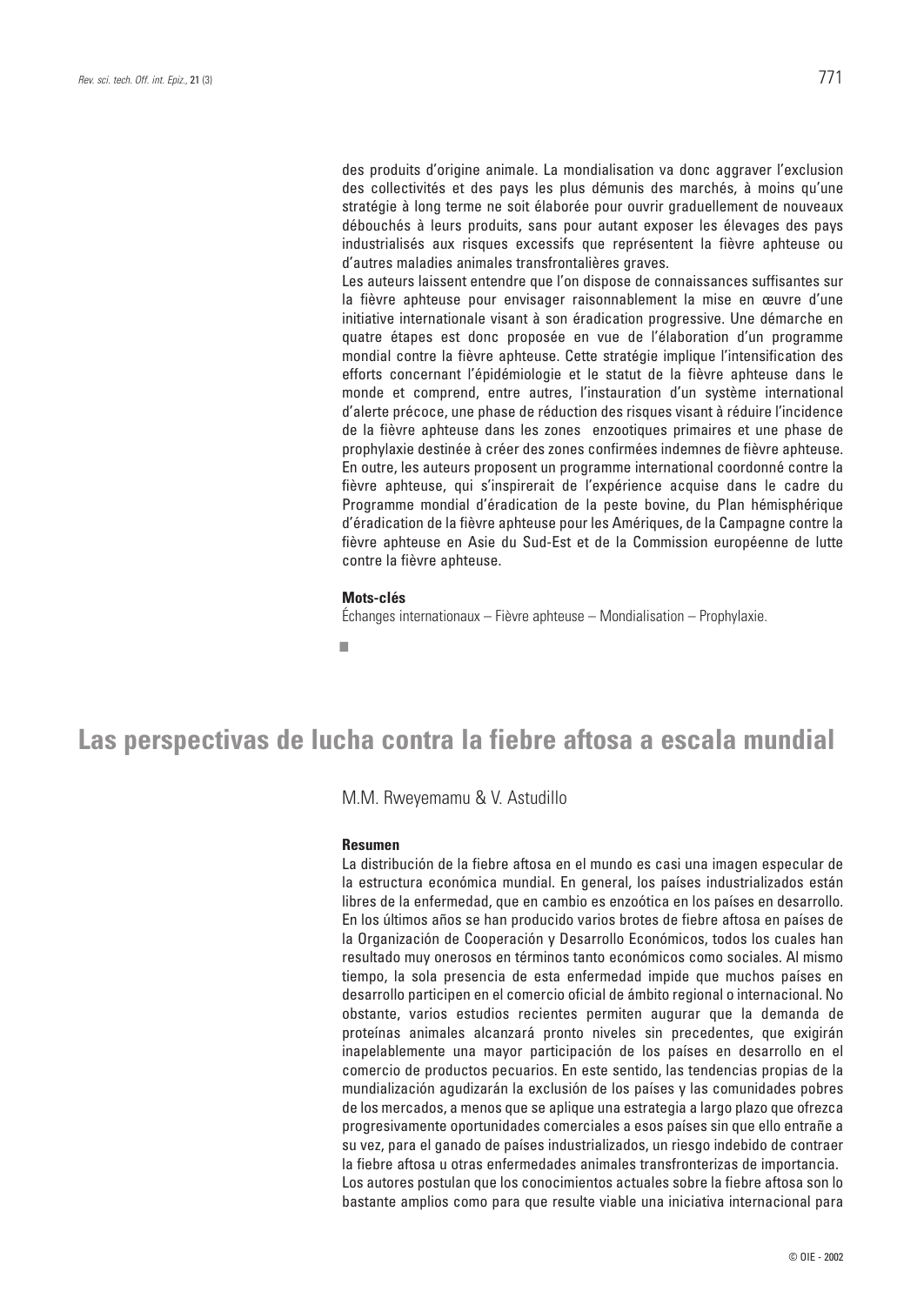des produits d'origine animale. La mondialisation va donc aggraver l'exclusion des collectivités et des pays les plus démunis des marchés, à moins qu'une stratégie à long terme ne soit élaborée pour ouvrir graduellement de nouveaux débouchés à leurs produits, sans pour autant exposer les élevages des pays industrialisés aux risques excessifs que représentent la fièvre aphteuse ou d'autres maladies animales transfrontalières graves.

Les auteurs laissent entendre que l'on dispose de connaissances suffisantes sur la fièvre aphteuse pour envisager raisonnablement la mise en œuvre d'une initiative internationale visant à son éradication progressive. Une démarche en quatre étapes est donc proposée en vue de l'élaboration d'un programme mondial contre la fièvre aphteuse. Cette stratégie implique l'intensification des efforts concernant l'épidémiologie et le statut de la fièvre aphteuse dans le monde et comprend, entre autres, l'instauration d'un système international d'alerte précoce, une phase de réduction des risques visant à réduire l'incidence de la fièvre aphteuse dans les zones enzootiques primaires et une phase de prophylaxie destinée à créer des zones confirmées indemnes de fièvre aphteuse. En outre, les auteurs proposent un programme international coordonné contre la fièvre aphteuse, qui s'inspirerait de l'expérience acquise dans le cadre du Programme mondial d'éradication de la peste bovine, du Plan hémisphérique d'éradication de la fièvre aphteuse pour les Amériques, de la Campagne contre la fièvre aphteuse en Asie du Sud-Est et de la Commission européenne de lutte contre la fièvre aphteuse.

**Mots-clés**

Échanges internationaux – Fièvre aphteuse – Mondialisation – Prophylaxie.

■

# Las perspectivas de lucha contra la fiebre aftosa a escala mundial

M.M. Rweyemamu & V. Astudillo

**Resumen**

La distribución de la fiebre aftosa en el mundo es casi una imagen especular de la estructura económica mundial. En general, los países industrializados están libres de la enfermedad, que en cambio es enzoótica en los países en desarrollo. En los últimos años se han producido varios brotes de fiebre aftosa en países de la Organización de Cooperación y Desarrollo Económicos, todos los cuales han resultado muy onerosos en términos tanto económicos como sociales. Al mismo tiempo, la sola presencia de esta enfermedad impide que muchos países en desarrollo participen en el comercio oficial de ámbito regional o internacional. No obstante, varios estudios recientes permiten augurar que la demanda de proteínas animales alcanzará pronto niveles sin precedentes, que exigirán inapelablemente una mayor participación de los países en desarrollo en el comercio de productos pecuarios. En este sentido, las tendencias propias de la mundialización agudizarán la exclusión de los países y las comunidades pobres de los mercados, a menos que se aplique una estrategia a largo plazo que ofrezca progresivamente oportunidades comerciales a esos países sin que ello entrañe a su vez, para el ganado de países industrializados, un riesgo indebido de contraer la fiebre aftosa u otras enfermedades animales transfronterizas de importancia.

Los autores postulan que los conocimientos actuales sobre la fiebre aftosa son lo bastante amplios como para que resulte viable una iniciativa internacional para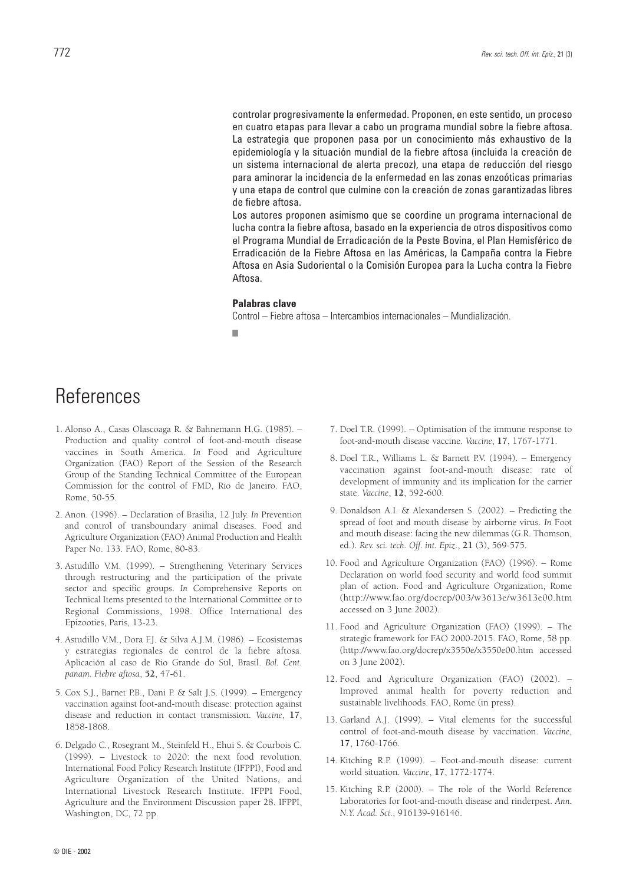controlar progresivamente la enfermedad. Proponen, en este sentido, un proceso en cuatro etapas para llevar a cabo un programa mundial sobre la fiebre aftosa. La estrategia que proponen pasa por un conocimiento más exhaustivo de la epidemiología y la situación mundial de la fiebre aftosa (incluida la creación de un sistema internacional de alerta precoz), una etapa de reducción del riesgo para aminorar la incidencia de la enfermedad en las zonas enzoóticas primarias y una etapa de control que culmine con la creación de zonas garantizadas libres de fiebre aftosa.

Los autores proponen asimismo que se coordine un programa internacional de lucha contra la fiebre aftosa, basado en la experiencia de otros dispositivos como el Programa Mundial de Erradicación de la Peste Bovina, el Plan Hemisférico de Erradicación de la Fiebre Aftosa en las Américas, la Campaña contra la Fiebre Aftosa en Asia Sudoriental o la Comisión Europea para la Lucha contra la Fiebre Aftosa.

**Palabras clave**

Control – Fiebre aftosa – Intercambios internacionales – Mundialización.

# References

1. Alonso A., Casas Olascoaga R. & Bahnemann H.G. (1985). – Production and quality control of foot-and-mouth disease vaccines in South America. *In* Food and Agriculture Organization (FAO) Report of the Session of the Research Group of the Standing Technical Committee of the European Commission for the control of FMD, Rio de Janeiro. FAO, Rome, 50-55.

2. Anon. (1996). – Declaration of Brasilia, 12 July. *In* Prevention and control of transboundary animal diseases. Food and Agriculture Organization (FAO) Animal Production and Health Paper No. 133. FAO, Rome, 80-83.

3. Astudillo V.M. (1999). – Strengthening Veterinary Services through restructuring and the participation of the private sector and specific groups. *In* Comprehensive Reports on Technical Items presented to the International Committee or to Regional Commissions, 1998. Office International des Epizooties, Paris, 13-23.

4. Astudillo V.M., Dora F.J. & Silva A.J.M. (1986). – Ecosistemas y estrategias regionales de control de la fiebre aftosa. Aplicación al caso de Rio Grande do Sul, Brasil. *Bol. Cent. panam. Fiebre aftosa*, **52**, 47-61.

5. Cox S.J., Barnet P.B., Dani P. & Salt J.S. (1999). – Emergency vaccination against foot-and-mouth disease: protection against disease and reduction in contact transmission. *Vaccine*, **17**, 1858-1868.

6. Delgado C., Rosegrant M., Steinfeld H., Ehui S. & Courbois C. (1999). – Livestock to 2020: the next food revolution. International Food Policy Research Institute (IFPPI), Food and Agriculture Organization of the United Nations, and International Livestock Research Institute. IFPPI Food, Agriculture and the Environment Discussion paper 28. IFPPI, Washington, DC, 72 pp.

7. Doel T.R. (1999). – Optimisation of the immune response to foot-and-mouth disease vaccine. *Vaccine*, **17**, 1767-1771.

8. Doel T.R., Williams L. & Barnett P.V. (1994). – Emergency vaccination against foot-and-mouth disease: rate of development of immunity and its implication for the carrier state. *Vaccine*, **12**, 592-600.

9. Donaldson A.I. & Alexandersen S. (2002). – Predicting the spread of foot and mouth disease by airborne virus. *In* Foot and mouth disease: facing the new dilemmas (G.R. Thomson, ed.). *Rev. sci. tech. Off. int. Epiz.*, **21** (3), 569-575.

10. Food and Agriculture Organization (FAO) (1996). – Rome Declaration on world food security and world food summit plan of action. Food and Agriculture Organization, Rome (http://www.fao.org/docrep/003/w3613e/w3613e00.htm accessed on 3 June 2002).

11. Food and Agriculture Organization (FAO) (1999). – The strategic framework for FAO 2000-2015. FAO, Rome, 58 pp. (http://www.fao.org/docrep/x3550e/x3550e00.htm accessed on 3 June 2002).

12. Food and Agriculture Organization (FAO) (2002). – Improved animal health for poverty reduction and sustainable livelihoods. FAO, Rome (in press).

13. Garland A.J. (1999). – Vital elements for the successful control of foot-and-mouth disease by vaccination. *Vaccine*, **17**, 1760-1766.

14. Kitching R.P. (1999). – Foot-and-mouth disease: current world situation. *Vaccine*, **17**, 1772-1774.

15. Kitching R.P. (2000). – The role of the World Reference Laboratories for foot-and-mouth disease and rinderpest. *Ann. N.Y. Acad. Sci.*, 916139-916146.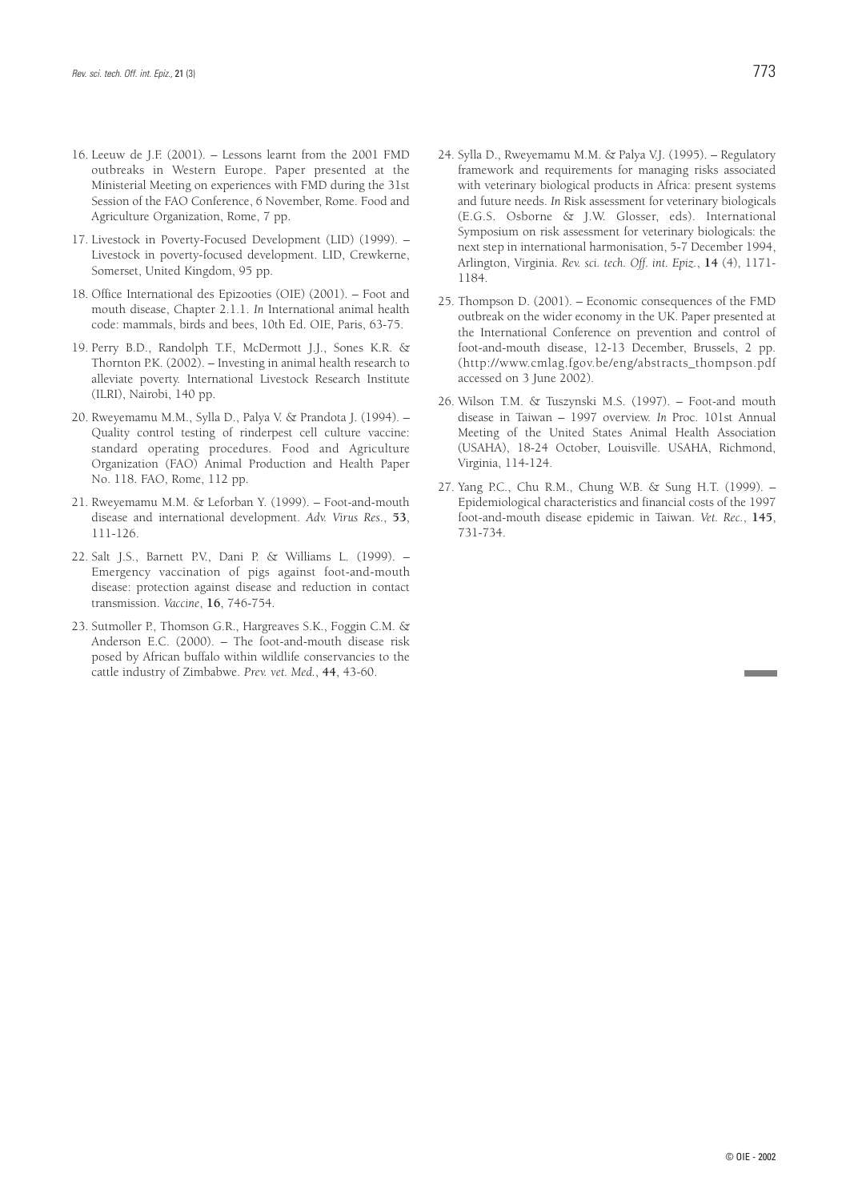16. Leeuw de J.F. (2001). – Lessons learnt from the 2001 FMD outbreaks in Western Europe. Paper presented at the Ministerial Meeting on experiences with FMD during the 31st Session of the FAO Conference, 6 November, Rome. Food and Agriculture Organization, Rome, 7 pp.

17. Livestock in Poverty-Focused Development (LID) (1999). – Livestock in poverty-focused development. LID, Crewkerne, Somerset, United Kingdom, 95 pp.

18. Office International des Epizooties (OIE) (2001). – Foot and mouth disease, Chapter 2.1.1. *In* International animal health code: mammals, birds and bees, 10th Ed. OIE, Paris, 63-75.

19. Perry B.D., Randolph T.F., McDermott J.J., Sones K.R. & Thornton P.K. (2002). – Investing in animal health research to alleviate poverty. International Livestock Research Institute (ILRI), Nairobi, 140 pp.

20. Rweyemamu M.M., Sylla D., Palya V. & Prandota J. (1994). – Quality control testing of rinderpest cell culture vaccine: standard operating procedures. Food and Agriculture Organization (FAO) Animal Production and Health Paper No. 118. FAO, Rome, 112 pp.

21. Rweyemamu M.M. & Leforban Y. (1999). – Foot-and-mouth disease and international development. *Adv. Virus Res.*, **53**, 111-126.

22. Salt J.S., Barnett P.V., Dani P. & Williams L. (1999). – Emergency vaccination of pigs against foot-and-mouth disease: protection against disease and reduction in contact transmission. *Vaccine*, **16**, 746-754.

23. Sutmoller P., Thomson G.R., Hargreaves S.K., Foggin C.M. & Anderson E.C. (2000). – The foot-and-mouth disease risk posed by African buffalo within wildlife conservancies to the cattle industry of Zimbabwe. *Prev. vet. Med.*, **44**, 43-60.

24. Sylla D., Rweyemamu M.M. & Palya V.J. (1995). – Regulatory framework and requirements for managing risks associated with veterinary biological products in Africa: present systems and future needs. *In* Risk assessment for veterinary biologicals (E.G.S. Osborne & J.W. Glosser, eds). International Symposium on risk assessment for veterinary biologicals: the next step in international harmonisation, 5-7 December 1994, Arlington, Virginia. *Rev. sci. tech. Off. int. Epiz.*, **14** (4), 1171-1184.

25. Thompson D. (2001). – Economic consequences of the FMD outbreak on the wider economy in the UK. Paper presented at the International Conference on prevention and control of foot-and-mouth disease, 12-13 December, Brussels, 2 pp. (http://www.cmlag.fgov.be/eng/abstracts_thompson.pdf accessed on 3 June 2002).

26. Wilson T.M. & Tuszynski M.S. (1997). – Foot-and mouth disease in Taiwan – 1997 overview. *In* Proc. 101st Annual Meeting of the United States Animal Health Association (USAHA), 18-24 October, Louisville. USAHA, Richmond, Virginia, 114-124.

27. Yang P.C., Chu R.M., Chung W.B. & Sung H.T. (1999). – Epidemiological characteristics and financial costs of the 1997 foot-and-mouth disease epidemic in Taiwan. *Vet. Rec.*, **145**, 731-734.